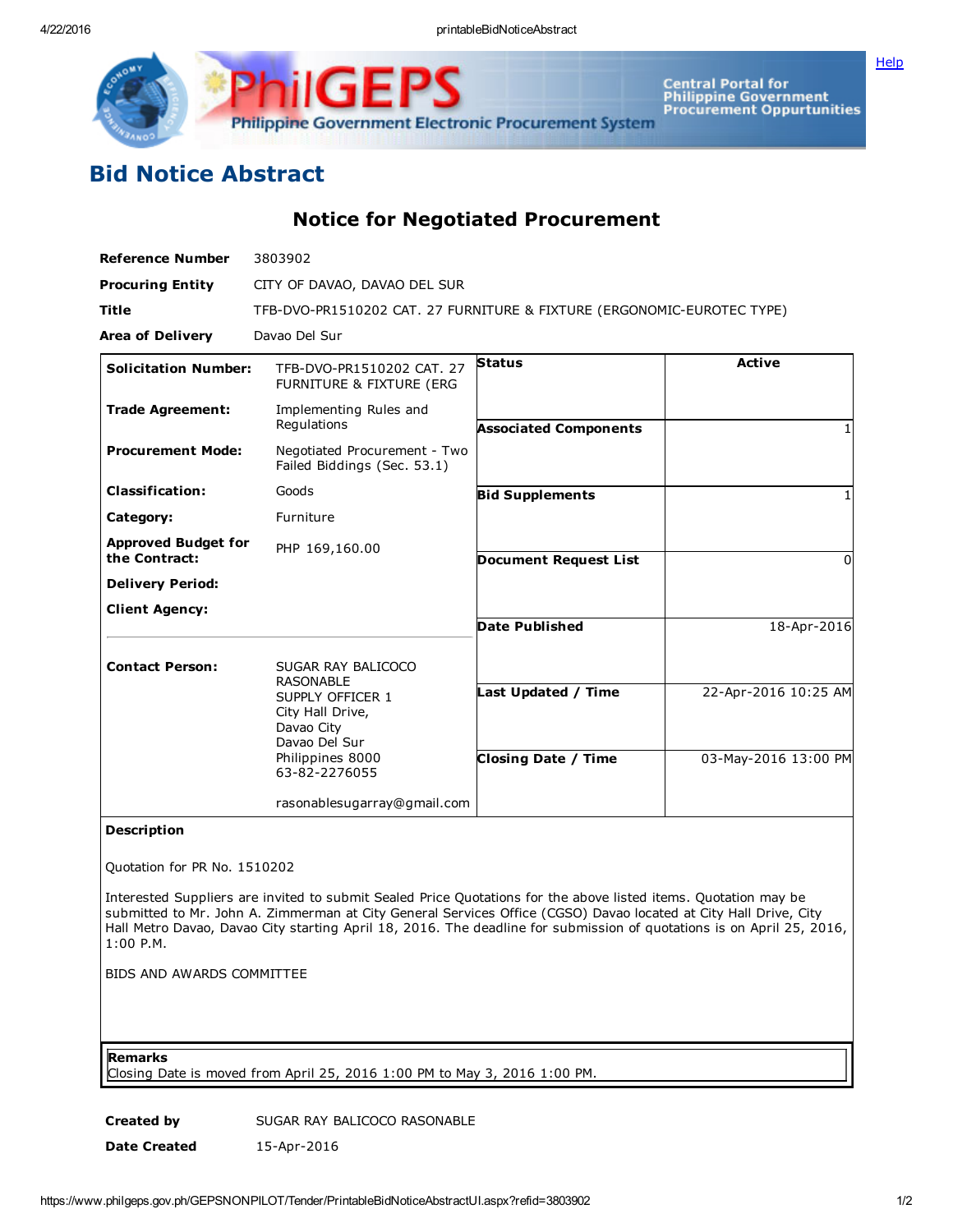PhilGEPS Philippine Government Electronic Procurement System

Central Portal for Philippine Government Procurement Oppurtunities

Help

# Bid Notice Abstract

## Notice for Negotiated Procurement

**Reference Number** 3803902

**Procuring Entity** CITY OF DAVAO, DAVAO DEL SUR

**Title** TFB-DVO-PR1510202 CAT. 27 FURNITURE & FIXTURE (ERGONOMIC-EUROTEC TYPE)

**Area of Delivery** Davao Del Sur

| | | | |
|---|---|---|---|
| **Solicitation Number:** | TFB-DVO-PR1510202 CAT. 27 FURNITURE & FIXTURE (ERG | **Status** | **Active** |
| **Trade Agreement:** | Implementing Rules and Regulations | **Associated Components** | 1 |
| **Procurement Mode:** | Negotiated Procurement - Two Failed Biddings (Sec. 53.1) | **Bid Supplements** | 1 |
| **Classification:** | Goods | **Document Request List** | 0 |
| **Category:** | Furniture | **Date Published** | 18-Apr-2016 |
| **Approved Budget for the Contract:** | PHP 169,160.00 | **Last Updated / Time** | 22-Apr-2016 10:25 AM |
| **Delivery Period:** | | **Closing Date / Time** | 03-May-2016 13:00 PM |
| **Client Agency:** | | | |
| **Contact Person:** | SUGAR RAY BALICOCO RASONABLE<br>SUPPLY OFFICER 1<br>City Hall Drive,<br>Davao City<br>Davao Del Sur<br>Philippines 8000<br>63-82-2276055<br><br>rasonablesugarray@gmail.com | | |

**Description**

Quotation for PR No. 1510202

Interested Suppliers are invited to submit Sealed Price Quotations for the above listed items. Quotation may be submitted to Mr. John A. Zimmerman at City General Services Office (CGSO) Davao located at City Hall Drive, City Hall Metro Davao, Davao City starting April 18, 2016. The deadline for submission of quotations is on April 25, 2016, 1:00 P.M.

BIDS AND AWARDS COMMITTEE

**Remarks**

Closing Date is moved from April 25, 2016 1:00 PM to May 3, 2016 1:00 PM.

**Created by** SUGAR RAY BALICOCO RASONABLE

**Date Created** 15-Apr-2016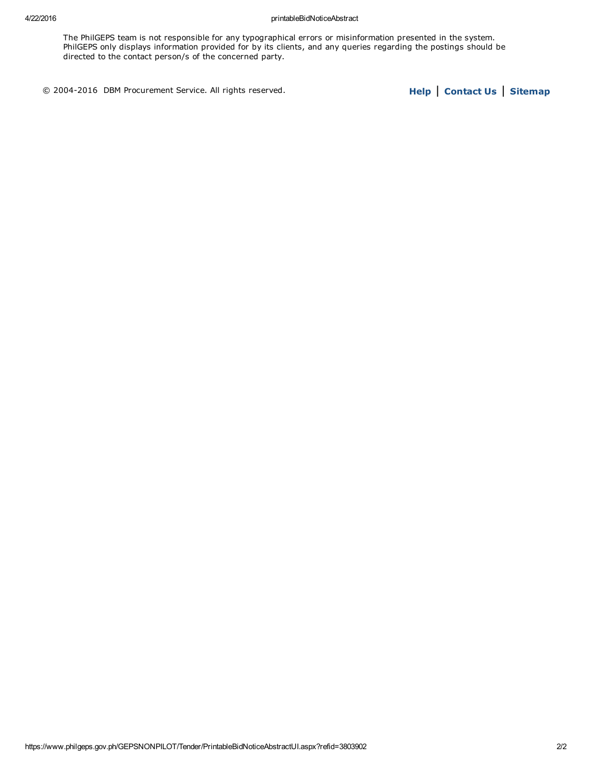The PhilGEPS team is not responsible for any typographical errors or misinformation presented in the system. PhilGEPS only displays information provided for by its clients, and any queries regarding the postings should be directed to the contact person/s of the concerned party.

© 2004-2016 DBM Procurement Service. All rights reserved.

**Help** | **Contact Us** | **Sitemap**